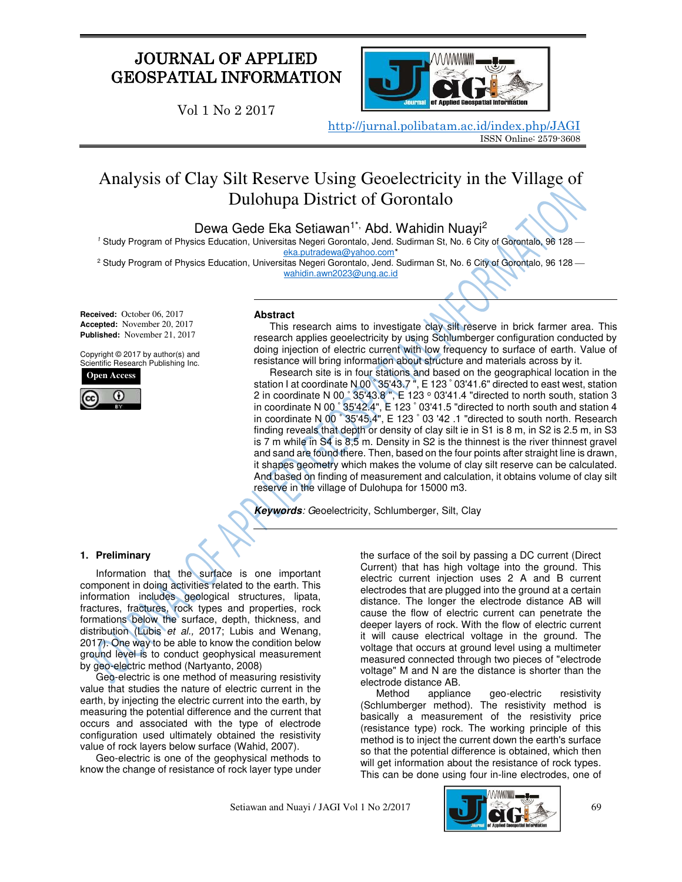# JOURNAL OF APPLIED GEOSPATIAL INFORMATION

Vol 1 No 2 2017

http://jurnal.polibatam.ac.id/index.php/JAGI

ISSN Online: 2579-3608

# Analysis of Clay Silt Reserve Using Geoelectricity in the Village of Dulohupa District of Gorontalo

Dewa Gede Eka Setiawan[1*], Abd. Wahidin Nuayi[2]

[1] Study Program of Physics Education, Universitas Negeri Gorontalo, Jend. Sudirman St, No. 6 City of Gorontalo, 96 128 — eka.putradewa@yahoo.com*

[2] Study Program of Physics Education, Universitas Negeri Gorontalo, Jend. Sudirman St, No. 6 City of Gorontalo, 96 128 — wahidin.awn2023@ung.ac.id

**Received:** October 06, 2017
**Accepted:** November 20, 2017
**Published:** November 21, 2017

Copyright © 2017 by author(s) and Scientific Research Publishing Inc.

**Open Access**

## Abstract

This research aims to investigate clay silt reserve in brick farmer area. This research applies geoelectricity by using Schlumberger configuration conducted by doing injection of electric current with low frequency to surface of earth. Value of resistance will bring information about structure and materials across by it.

Research site is in four stations and based on the geographical location in the station I at coordinate N 00 ˚35'43.7 ", E 123 ˚03'41.6" directed to east west, station 2 in coordinate N 00 ˚ 35'43.8 ", E 123 º 03'41.4 "directed to north south, station 3 in coordinate N 00 ˚ 35'42.4", E 123 ˚ 03'41.5 "directed to north south and station 4 in coordinate N 00 ˚ 35'45.4", E 123 ˚ 03 '42 .1 "directed to south north. Research finding reveals that depth or density of clay silt ie in S1 is 8 m, in S2 is 2.5 m, in S3 is 7 m while in S4 is 8,5 m. Density in S2 is the thinnest is the river thinnest gravel and sand are found there. Then, based on the four points after straight line is drawn, it shapes geometry which makes the volume of clay silt reserve can be calculated. And based on finding of measurement and calculation, it obtains volume of clay silt reserve in the village of Dulohupa for 15000 m3.

***Keywords**: Geoelectricity, Schlumberger, Silt, Clay*

## 1. Preliminary

Information that the surface is one important component in doing activities related to the earth. This information includes geological structures, lipata, fractures, fractures, rock types and properties, rock formations below the surface, depth, thickness, and distribution (Lubis *et al.,* 2017; Lubis and Wenang, 2017). One way to be able to know the condition below ground level is to conduct geophysical measurement by geo-electric method (Nartyanto, 2008)

Geo-electric is one method of measuring resistivity value that studies the nature of electric current in the earth, by injecting the electric current into the earth, by measuring the potential difference and the current that occurs and associated with the type of electrode configuration used ultimately obtained the resistivity value of rock layers below surface (Wahid, 2007).

Geo-electric is one of the geophysical methods to know the change of resistance of rock layer type under the surface of the soil by passing a DC current (Direct Current) that has high voltage into the ground. This electric current injection uses 2 A and B current electrodes that are plugged into the ground at a certain distance. The longer the electrode distance AB will cause the flow of electric current can penetrate the deeper layers of rock. With the flow of electric current it will cause electrical voltage in the ground. The voltage that occurs at ground level using a multimeter measured connected through two pieces of "electrode voltage" M and N are the distance is shorter than the electrode distance AB.

Method appliance geo-electric resistivity (Schlumberger method). The resistivity method is basically a measurement of the resistivity price (resistance type) rock. The working principle of this method is to inject the current down the earth's surface so that the potential difference is obtained, which then will get information about the resistance of rock types. This can be done using four in-line electrodes, one of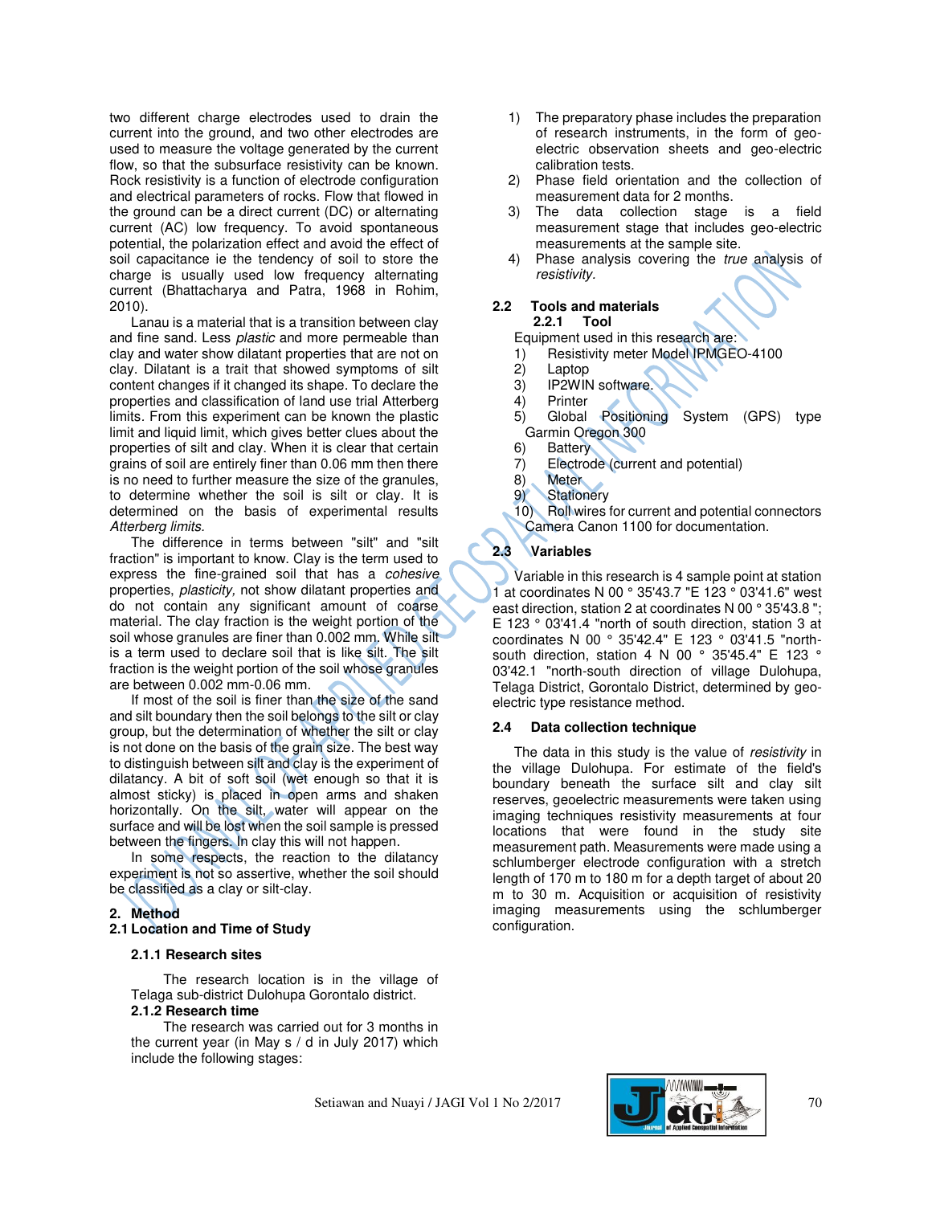two different charge electrodes used to drain the current into the ground, and two other electrodes are used to measure the voltage generated by the current flow, so that the subsurface resistivity can be known. Rock resistivity is a function of electrode configuration and electrical parameters of rocks. Flow that flowed in the ground can be a direct current (DC) or alternating current (AC) low frequency. To avoid spontaneous potential, the polarization effect and avoid the effect of soil capacitance ie the tendency of soil to store the charge is usually used low frequency alternating current (Bhattacharya and Patra, 1968 in Rohim, 2010).

Lanau is a material that is a transition between clay and fine sand. Less *plastic* and more permeable than clay and water show dilatant properties that are not on clay. Dilatant is a trait that showed symptoms of silt content changes if it changed its shape. To declare the properties and classification of land use trial Atterberg limits. From this experiment can be known the plastic limit and liquid limit, which gives better clues about the properties of silt and clay. When it is clear that certain grains of soil are entirely finer than 0.06 mm then there is no need to further measure the size of the granules, to determine whether the soil is silt or clay. It is determined on the basis of experimental results *Atterberg limits.*

The difference in terms between "silt" and "silt fraction" is important to know. Clay is the term used to express the fine-grained soil that has a *cohesive* properties, *plasticity,* not show dilatant properties and do not contain any significant amount of coarse material. The clay fraction is the weight portion of the soil whose granules are finer than 0.002 mm. While silt is a term used to declare soil that is like silt. The silt fraction is the weight portion of the soil whose granules are between 0.002 mm-0.06 mm.

If most of the soil is finer than the size of the sand and silt boundary then the soil belongs to the silt or clay group, but the determination of whether the silt or clay is not done on the basis of the grain size. The best way to distinguish between silt and clay is the experiment of dilatancy. A bit of soft soil (wet enough so that it is almost sticky) is placed in open arms and shaken horizontally. On the silt, water will appear on the surface and will be lost when the soil sample is pressed between the fingers. In clay this will not happen.

In some respects, the reaction to the dilatancy experiment is not so assertive, whether the soil should be classified as a clay or silt-clay.

## 2. Method

### 2.1 Location and Time of Study

#### 2.1.1 Research sites

The research location is in the village of Telaga sub-district Dulohupa Gorontalo district.

#### 2.1.2 Research time

The research was carried out for 3 months in the current year (in May s / d in July 2017) which include the following stages:

1) The preparatory phase includes the preparation of research instruments, in the form of geo-electric observation sheets and geo-electric calibration tests.
2) Phase field orientation and the collection of measurement data for 2 months.
3) The data collection stage is a field measurement stage that includes geo-electric measurements at the sample site.
4) Phase analysis covering the *true* analysis of *resistivity.*

### 2.2 Tools and materials

#### 2.2.1 Tool

Equipment used in this research are:

1) Resistivity meter Model IPMGEO-4100
2) Laptop
3) IP2WIN software.
4) Printer
5) Global Positioning System (GPS) type Garmin Oregon 300
6) Battery
7) Electrode (current and potential)
8) Meter
9) Stationery
10) Roll wires for current and potential connectors Camera Canon 1100 for documentation.

### 2.3 Variables

Variable in this research is 4 sample point at station 1 at coordinates N 00 ° 35'43.7 "E 123 ° 03'41.6" west east direction, station 2 at coordinates N 00 ° 35'43.8 "; E 123 ° 03'41.4 "north of south direction, station 3 at coordinates N 00 ° 35'42.4" E 123 ° 03'41.5 "north-south direction, station 4 N 00 ° 35'45.4" E 123 ° 03'42.1 "north-south direction of village Dulohupa, Telaga District, Gorontalo District, determined by geo-electric type resistance method.

### 2.4 Data collection technique

The data in this study is the value of *resistivity* in the village Dulohupa. For estimate of the field's boundary beneath the surface silt and clay silt reserves, geoelectric measurements were taken using imaging techniques resistivity measurements at four locations that were found in the study site measurement path. Measurements were made using a schlumberger electrode configuration with a stretch length of 170 m to 180 m for a depth target of about 20 m to 30 m. Acquisition or acquisition of resistivity imaging measurements using the schlumberger configuration.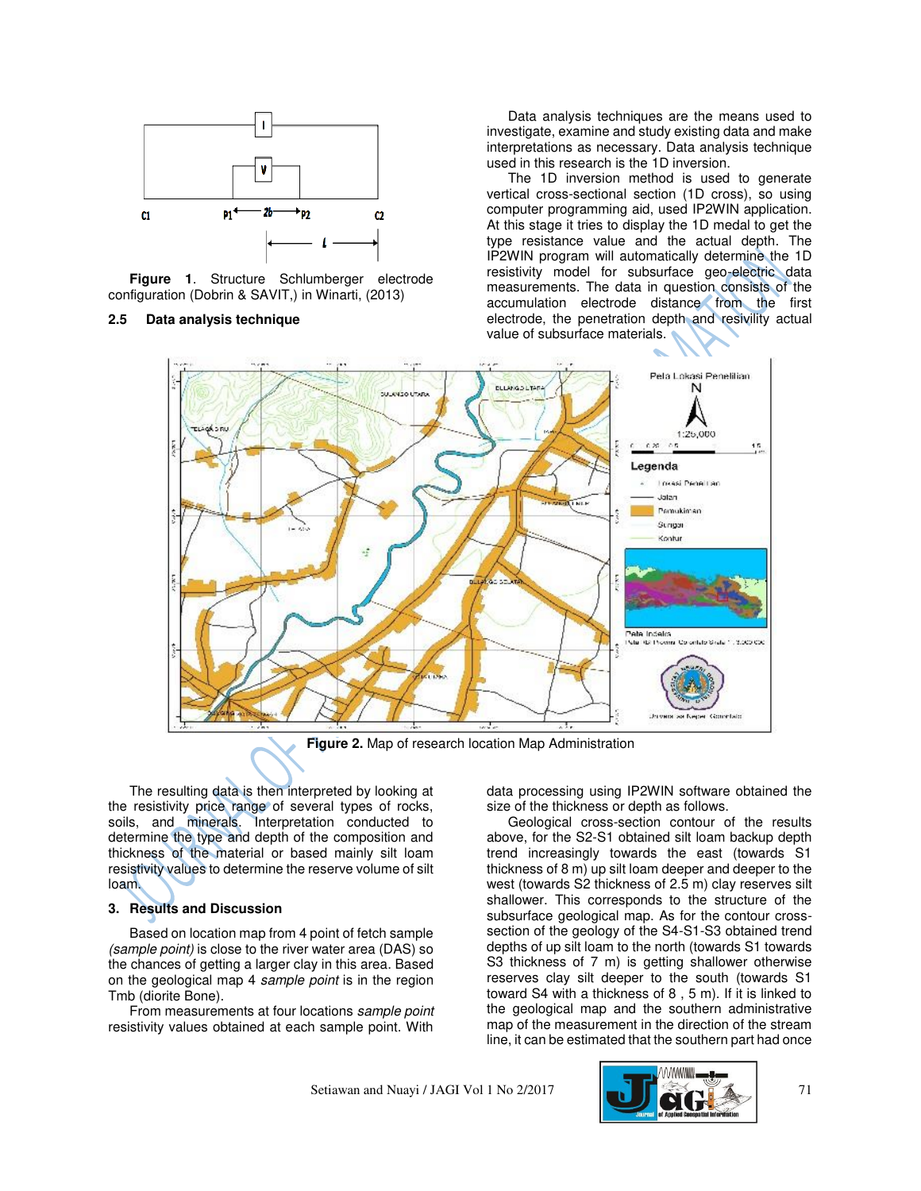Figure 1. Structure Schlumberger electrode configuration (Dobrin & SAVIT,) in Winarti, (2013)

### 2.5 Data analysis technique

Data analysis techniques are the means used to investigate, examine and study existing data and make interpretations as necessary. Data analysis technique used in this research is the 1D inversion.

The 1D inversion method is used to generate vertical cross-sectional section (1D cross), so using computer programming aid, used IP2WIN application. At this stage it tries to display the 1D medal to get the type resistance value and the actual depth. The IP2WIN program will automatically determine the 1D resistivity model for subsurface geo-electric data measurements. The data in question consists of the accumulation electrode distance from the first electrode, the penetration depth and resivility actual value of subsurface materials.

**Figure 2.** Map of research location Map Administration

The resulting data is then interpreted by looking at the resistivity price range of several types of rocks, soils, and minerals. Interpretation conducted to determine the type and depth of the composition and thickness of the material or based mainly silt loam resistivity values to determine the reserve volume of silt loam.

## 3. Results and Discussion

Based on location map from 4 point of fetch sample *(sample point)* is close to the river water area (DAS) so the chances of getting a larger clay in this area. Based on the geological map 4 *sample point* is in the region Tmb (diorite Bone).

From measurements at four locations *sample point* resistivity values obtained at each sample point. With data processing using IP2WIN software obtained the size of the thickness or depth as follows.

Geological cross-section contour of the results above, for the S2-S1 obtained silt loam backup depth trend increasingly towards the east (towards S1 thickness of 8 m) up silt loam deeper and deeper to the west (towards S2 thickness of 2.5 m) clay reserves silt shallower. This corresponds to the structure of the subsurface geological map. As for the contour cross-section of the geology of the S4-S1-S3 obtained trend depths of up silt loam to the north (towards S1 towards S3 thickness of 7 m) is getting shallower otherwise reserves clay silt deeper to the south (towards S1 toward S4 with a thickness of 8 , 5 m). If it is linked to the geological map and the southern administrative map of the measurement in the direction of the stream line, it can be estimated that the southern part had once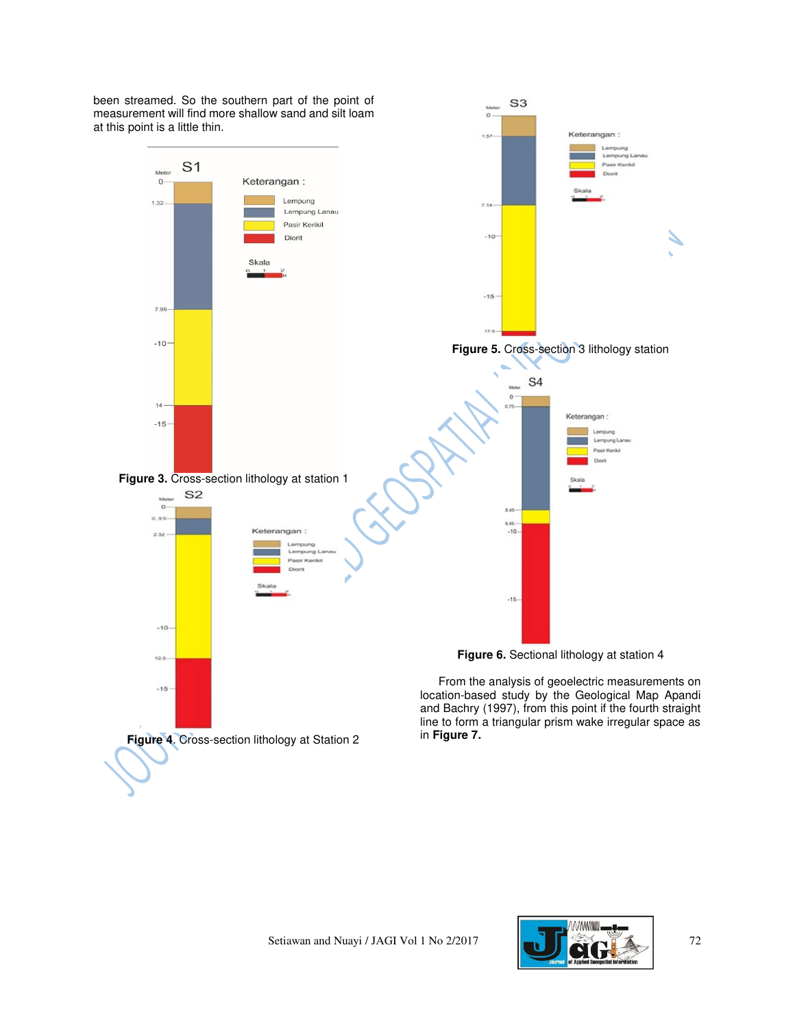been streamed. So the southern part of the point of measurement will find more shallow sand and silt loam at this point is a little thin.

**Figure 3.** Cross-section lithology at station 1

**Figure 4**. Cross-section lithology at Station 2

**Figure 5.** Cross-section 3 lithology station

**Figure 6.** Sectional lithology at station 4

From the analysis of geoelectric measurements on location-based study by the Geological Map Apandi and Bachry (1997), from this point if the fourth straight line to form a triangular prism wake irregular space as in **Figure 7.**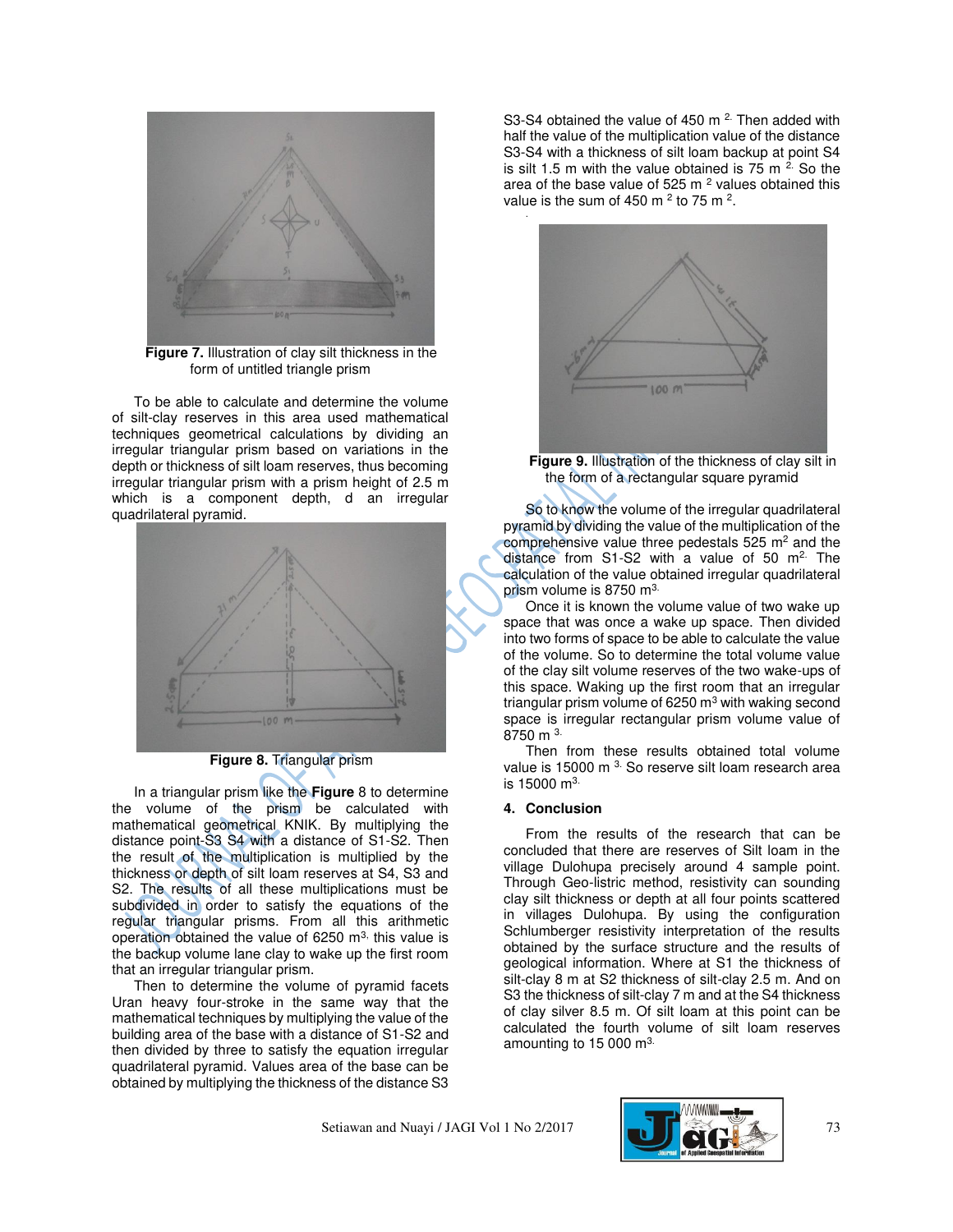**Figure 7.** Illustration of clay silt thickness in the form of untitled triangle prism

To be able to calculate and determine the volume of silt-clay reserves in this area used mathematical techniques geometrical calculations by dividing an irregular triangular prism based on variations in the depth or thickness of silt loam reserves, thus becoming irregular triangular prism with a prism height of 2.5 m which is a component depth, d an irregular quadrilateral pyramid.

**Figure 8.** Triangular prism

In a triangular prism like the **Figure** 8 to determine the volume of the prism be calculated with mathematical geometrical KNIK. By multiplying the distance point-S3 S4 with a distance of S1-S2. Then the result of the multiplication is multiplied by the thickness or depth of silt loam reserves at S4, S3 and S2. The results of all these multiplications must be subdivided in order to satisfy the equations of the regular triangular prisms. From all this arithmetic operation obtained the value of 6250 m$^{3.}$ this value is the backup volume lane clay to wake up the first room that an irregular triangular prism.

Then to determine the volume of pyramid facets Uran heavy four-stroke in the same way that the mathematical techniques by multiplying the value of the building area of the base with a distance of S1-S2 and then divided by three to satisfy the equation irregular quadrilateral pyramid. Values area of the base can be obtained by multiplying the thickness of the distance S3 S3-S4 obtained the value of 450 m $^{2.}$ Then added with half the value of the multiplication value of the distance S3-S4 with a thickness of silt loam backup at point S4 is silt 1.5 m with the value obtained is 75 m $^{2.}$ So the area of the base value of 525 m $^{2}$ values obtained this value is the sum of 450 m $^{2}$ to 75 m $^{2}$.

**Figure 9.** Illustration of the thickness of clay silt in the form of a rectangular square pyramid

So to know the volume of the irregular quadrilateral pyramid by dividing the value of the multiplication of the comprehensive value three pedestals 525 m$^{2}$ and the distance from S1-S2 with a value of 50 m$^{2.}$ The calculation of the value obtained irregular quadrilateral prism volume is 8750 m$^{3.}$

Once it is known the volume value of two wake up space that was once a wake up space. Then divided into two forms of space to be able to calculate the value of the volume. So to determine the total volume value of the clay silt volume reserves of the two wake-ups of this space. Waking up the first room that an irregular triangular prism volume of 6250 m$^{3}$ with waking second space is irregular rectangular prism volume value of 8750 m $^{3.}$

Then from these results obtained total volume value is 15000 m $^{3.}$ So reserve silt loam research area is 15000 m$^{3.}$

## 4. Conclusion

From the results of the research that can be concluded that there are reserves of Silt loam in the village Dulohupa precisely around 4 sample point. Through Geo-listric method, resistivity can sounding clay silt thickness or depth at all four points scattered in villages Dulohupa. By using the configuration Schlumberger resistivity interpretation of the results obtained by the surface structure and the results of geological information. Where at S1 the thickness of silt-clay 8 m at S2 thickness of silt-clay 2.5 m. And on S3 the thickness of silt-clay 7 m and at the S4 thickness of clay silver 8.5 m. Of silt loam at this point can be calculated the fourth volume of silt loam reserves amounting to 15 000 m$^{3.}$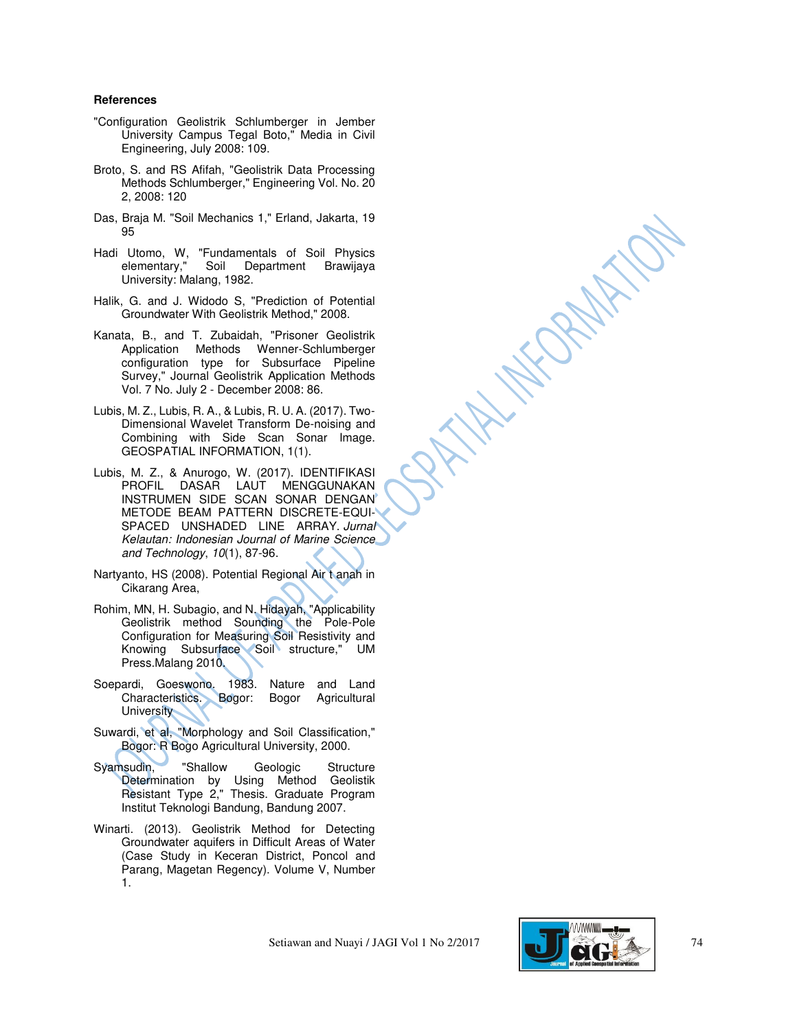**References**

"Configuration Geolistrik Schlumberger in Jember University Campus Tegal Boto," Media in Civil Engineering, July 2008: 109.

Broto, S. and RS Afifah, "Geolistrik Data Processing Methods Schlumberger," Engineering Vol. No. 20 2, 2008: 120

Das, Braja M. "Soil Mechanics 1," Erland, Jakarta, 19 95

Hadi Utomo, W, "Fundamentals of Soil Physics elementary," Soil Department Brawijaya University: Malang, 1982.

Halik, G. and J. Widodo S, "Prediction of Potential Groundwater With Geolistrik Method," 2008.

Kanata, B., and T. Zubaidah, "Prisoner Geolistrik Application Methods Wenner-Schlumberger configuration type for Subsurface Pipeline Survey," Journal Geolistrik Application Methods Vol. 7 No. July 2 - December 2008: 86.

Lubis, M. Z., Lubis, R. A., & Lubis, R. U. A. (2017). Two-Dimensional Wavelet Transform De-noising and Combining with Side Scan Sonar Image. GEOSPATIAL INFORMATION, 1(1).

Lubis, M. Z., & Anurogo, W. (2017). IDENTIFIKASI PROFIL DASAR LAUT MENGGUNAKAN INSTRUMEN SIDE SCAN SONAR DENGAN METODE BEAM PATTERN DISCRETE-EQUI-SPACED UNSHADED LINE ARRAY. *Jurnal Kelautan: Indonesian Journal of Marine Science and Technology*, *10*(1), 87-96.

Nartyanto, HS (2008). Potential Regional Air t anah in Cikarang Area,

Rohim, MN, H. Subagio, and N. Hidayah, "Applicability Geolistrik method Sounding the Pole-Pole Configuration for Measuring Soil Resistivity and Knowing Subsurface Soil structure," UM Press.Malang 2010.

Soepardi, Goeswono. 1983. Nature and Land Characteristics. Bogor: Bogor Agricultural University

Suwardi, et al, "Morphology and Soil Classification," Bogor: R Bogo Agricultural University, 2000.

Syamsudin, "Shallow Geologic Structure Determination by Using Method Geolistik Resistant Type 2," Thesis. Graduate Program Institut Teknologi Bandung, Bandung 2007.

Winarti. (2013). Geolistrik Method for Detecting Groundwater aquifers in Difficult Areas of Water (Case Study in Keceran District, Poncol and Parang, Magetan Regency). Volume V, Number 1.